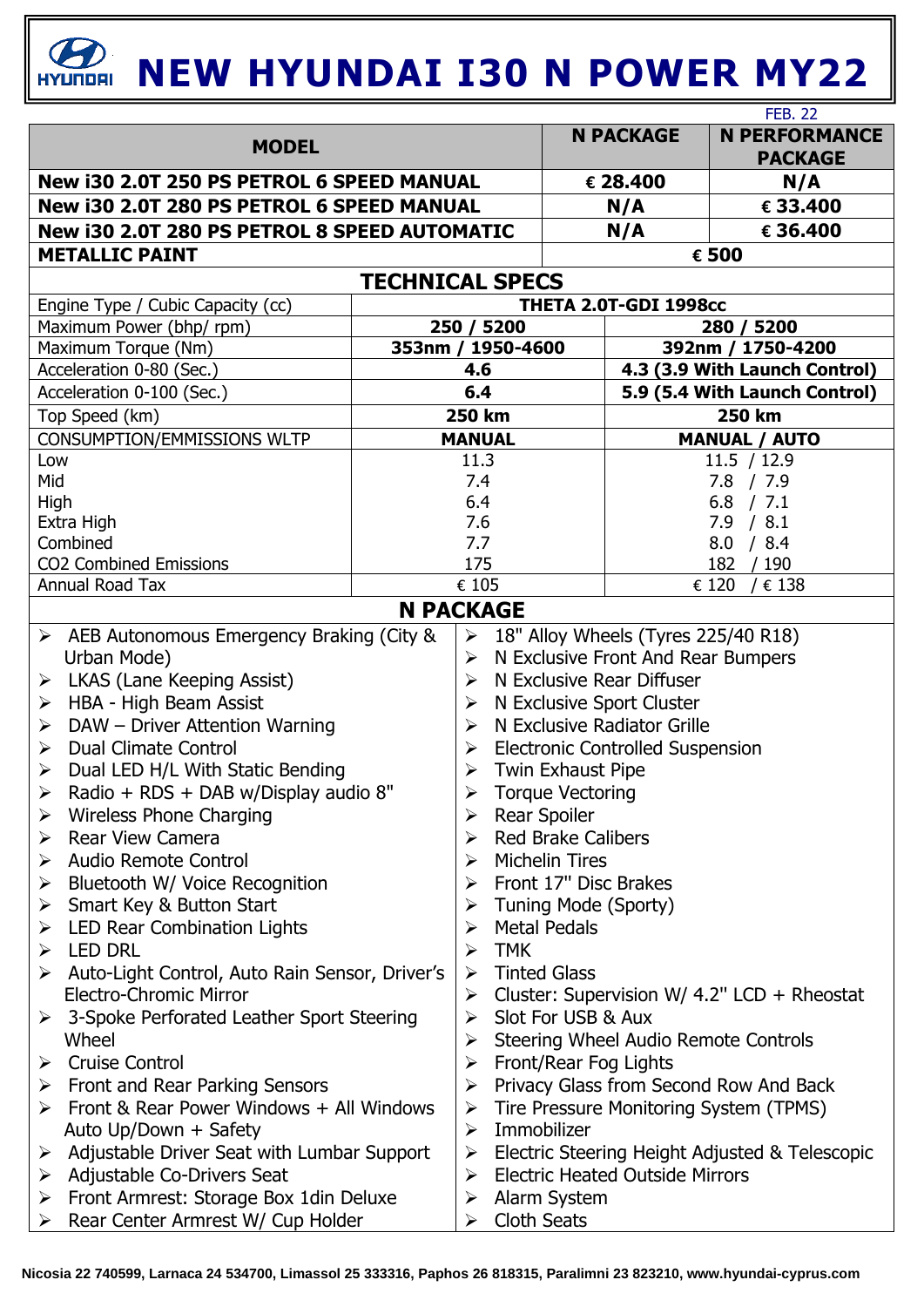# NEW HYUNDAI I30 N POWER MY22

FEB. 22

| MODEL | N PACKAGE | N PERFORMANCE PACKAGE |
|---|---|---|
| **New i30 2.0T 250 PS PETROL 6 SPEED MANUAL** | € 28.400 | N/A |
| **New i30 2.0T 280 PS PETROL 6 SPEED MANUAL** | N/A | € 33.400 |
| **New i30 2.0T 280 PS PETROL 8 SPEED AUTOMATIC** | N/A | € 36.400 |
| **METALLIC PAINT** | € 500 | |

## TECHNICAL SPECS

| | | |
|---|---|---|
| Engine Type / Cubic Capacity (cc) | **THETA 2.0T-GDI 1998cc** | |
| Maximum Power (bhp/ rpm) | **250 / 5200** | **280 / 5200** |
| Maximum Torque (Nm) | **353nm / 1950-4600** | **392nm / 1750-4200** |
| Acceleration 0-80 (Sec.) | **4.6** | **4.3 (3.9 With Launch Control)** |
| Acceleration 0-100 (Sec.) | **6.4** | **5.9 (5.4 With Launch Control)** |
| Top Speed (km) | **250 km** | **250 km** |
| CONSUMPTION/EMMISSIONS WLTP | **MANUAL** | **MANUAL / AUTO** |
| Low | 11.3 | 11.5 / 12.9 |
| Mid | 7.4 | 7.8 / 7.9 |
| High | 6.4 | 6.8 / 7.1 |
| Extra High | 7.6 | 7.9 / 8.1 |
| Combined | 7.7 | 8.0 / 8.4 |
| CO2 Combined Emissions | 175 | 182 / 190 |
| Annual Road Tax | € 105 | € 120 / € 138 |

## N PACKAGE

- AEB Autonomous Emergency Braking (City & Urban Mode)
- LKAS (Lane Keeping Assist)
- HBA - High Beam Assist
- DAW – Driver Attention Warning
- Dual Climate Control
- Dual LED H/L With Static Bending
- Radio + RDS + DAB w/Display audio 8"
- Wireless Phone Charging
- Rear View Camera
- Audio Remote Control
- Bluetooth W/ Voice Recognition
- Smart Key & Button Start
- LED Rear Combination Lights
- LED DRL
- Auto-Light Control, Auto Rain Sensor, Driver's Electro-Chromic Mirror
- 3-Spoke Perforated Leather Sport Steering Wheel
- Cruise Control
- Front and Rear Parking Sensors
- Front & Rear Power Windows + All Windows Auto Up/Down + Safety
- Adjustable Driver Seat with Lumbar Support
- Adjustable Co-Drivers Seat
- Front Armrest: Storage Box 1din Deluxe
- Rear Center Armrest W/ Cup Holder
- 18" Alloy Wheels (Tyres 225/40 R18)
- N Exclusive Front And Rear Bumpers
- N Exclusive Rear Diffuser
- N Exclusive Sport Cluster
- N Exclusive Radiator Grille
- Electronic Controlled Suspension
- Twin Exhaust Pipe
- Torque Vectoring
- Rear Spoiler
- Red Brake Calibers
- Michelin Tires
- Front 17" Disc Brakes
- Tuning Mode (Sporty)
- Metal Pedals
- TMK
- Tinted Glass
- Cluster: Supervision W/ 4.2" LCD + Rheostat
- Slot For USB & Aux
- Steering Wheel Audio Remote Controls
- Front/Rear Fog Lights
- Privacy Glass from Second Row And Back
- Tire Pressure Monitoring System (TPMS)
- Immobilizer
- Electric Steering Height Adjusted & Telescopic
- Electric Heated Outside Mirrors
- Alarm System
- Cloth Seats

Nicosia 22 740599, Larnaca 24 534700, Limassol 25 333316, Paphos 26 818315, Paralimni 23 823210, www.hyundai-cyprus.com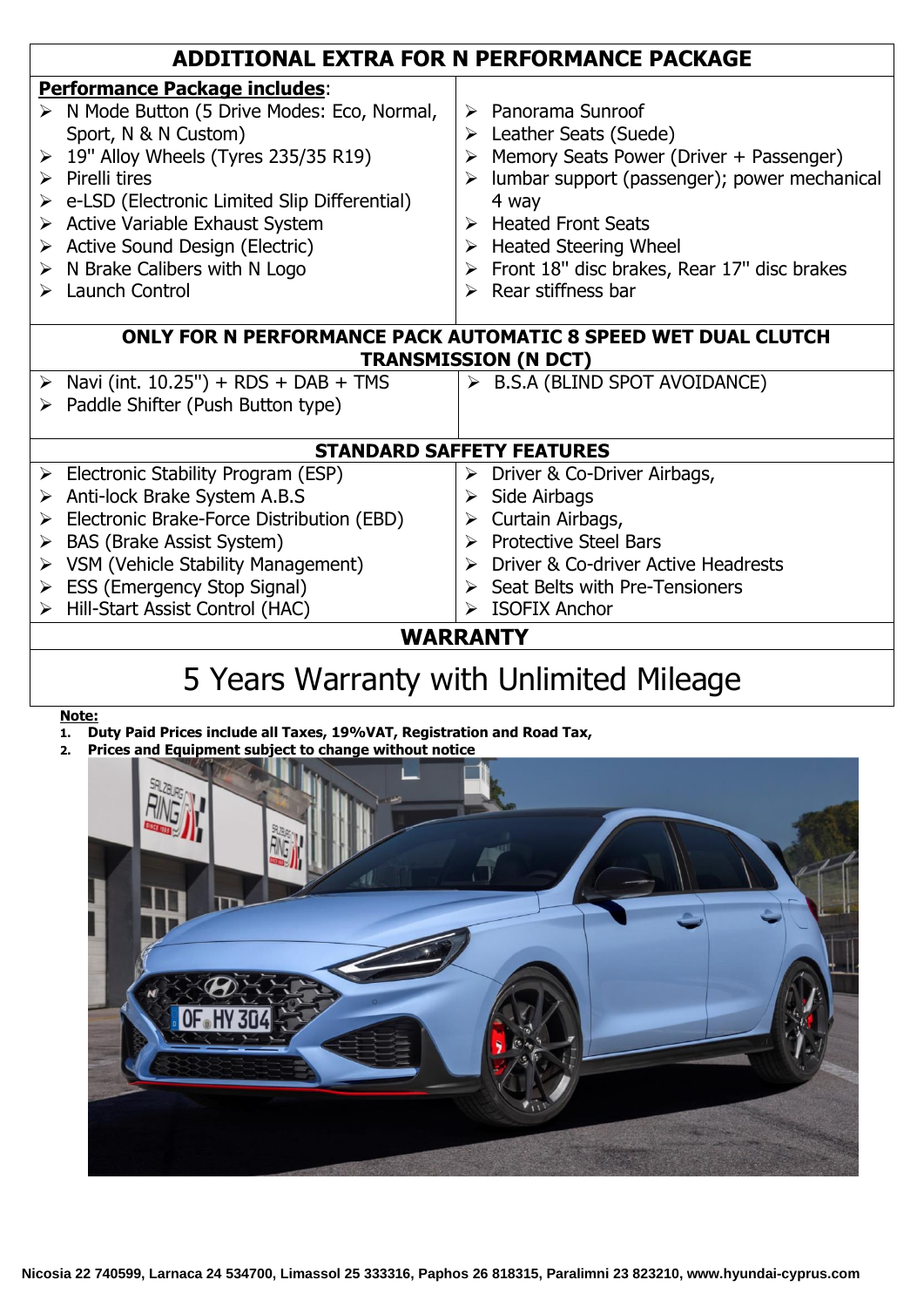| ADDITIONAL EXTRA FOR N PERFORMANCE PACKAGE | |
|---|---|
| **Performance Package includes**:<br>➢ N Mode Button (5 Drive Modes: Eco, Normal, Sport, N & N Custom)<br>➢ 19'' Alloy Wheels (Tyres 235/35 R19)<br>➢ Pirelli tires<br>➢ e-LSD (Electronic Limited Slip Differential)<br>➢ Active Variable Exhaust System<br>➢ Active Sound Design (Electric)<br>➢ N Brake Calibers with N Logo<br>➢ Launch Control | ➢ Panorama Sunroof<br>➢ Leather Seats (Suede)<br>➢ Memory Seats Power (Driver + Passenger)<br>➢ lumbar support (passenger); power mechanical 4 way<br>➢ Heated Front Seats<br>➢ Heated Steering Wheel<br>➢ Front 18'' disc brakes, Rear 17'' disc brakes<br>➢ Rear stiffness bar |
| **ONLY FOR N PERFORMANCE PACK AUTOMATIC 8 SPEED WET DUAL CLUTCH TRANSMISSION (N DCT)** | |
| ➢ Navi (int. 10.25'') + RDS + DAB + TMS<br>➢ Paddle Shifter (Push Button type) | ➢ B.S.A (BLIND SPOT AVOIDANCE) |
| **STANDARD SAFFETY FEATURES** | |
| ➢ Electronic Stability Program (ESP)<br>➢ Anti-lock Brake System A.B.S<br>➢ Electronic Brake-Force Distribution (EBD)<br>➢ BAS (Brake Assist System)<br>➢ VSM (Vehicle Stability Management)<br>➢ ESS (Emergency Stop Signal)<br>➢ Hill-Start Assist Control (HAC) | ➢ Driver & Co-Driver Airbags,<br>➢ Side Airbags<br>➢ Curtain Airbags,<br>➢ Protective Steel Bars<br>➢ Driver & Co-driver Active Headrests<br>➢ Seat Belts with Pre-Tensioners<br>➢ ISOFIX Anchor |
| **WARRANTY** | |
| 5 Years Warranty with Unlimited Mileage | |

**Note:**

1. **Duty Paid Prices include all Taxes, 19%VAT, Registration and Road Tax,**
2. **Prices and Equipment subject to change without notice**

**Nicosia 22 740599, Larnaca 24 534700, Limassol 25 333316, Paphos 26 818315, Paralimni 23 823210, www.hyundai-cyprus.com**